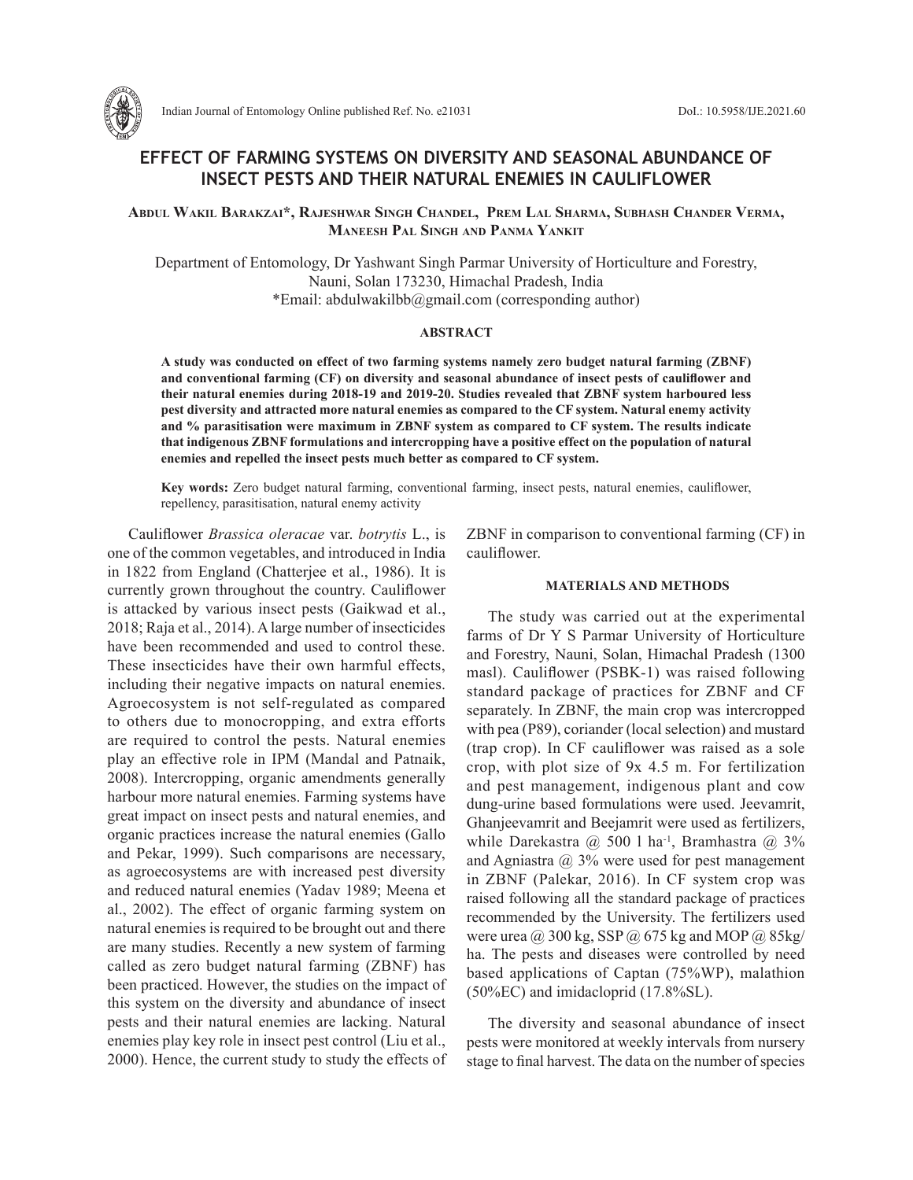# EFFECT OF FARMING SYSTEMS ON DIVERSITY AND SEASONAL ABUNDANCE OF INSECT PESTS AND THEIR NATURAL ENEMIES IN CAULIFLOWER

**Abdul Wakil Barakzai\*, Rajeshwar Singh Chandel, Prem Lal Sharma, Subhash Chander Verma, Maneesh Pal Singh and Panma Yankit**

Department of Entomology, Dr Yashwant Singh Parmar University of Horticulture and Forestry, Nauni, Solan 173230, Himachal Pradesh, India
\*Email: abdulwakilbb@gmail.com (corresponding author)

## ABSTRACT

**A study was conducted on effect of two farming systems namely zero budget natural farming (ZBNF) and conventional farming (CF) on diversity and seasonal abundance of insect pests of cauliflower and their natural enemies during 2018-19 and 2019-20. Studies revealed that ZBNF system harboured less pest diversity and attracted more natural enemies as compared to the CF system. Natural enemy activity and % parasitisation were maximum in ZBNF system as compared to CF system. The results indicate that indigenous ZBNF formulations and intercropping have a positive effect on the population of natural enemies and repelled the insect pests much better as compared to CF system.**

**Key words:** Zero budget natural farming, conventional farming, insect pests, natural enemies, cauliflower, repellency, parasitisation, natural enemy activity

Cauliflower *Brassica oleracae* var. *botrytis* L., is one of the common vegetables, and introduced in India in 1822 from England (Chatterjee et al., 1986). It is currently grown throughout the country. Cauliflower is attacked by various insect pests (Gaikwad et al., 2018; Raja et al., 2014). A large number of insecticides have been recommended and used to control these. These insecticides have their own harmful effects, including their negative impacts on natural enemies. Agroecosystem is not self-regulated as compared to others due to monocropping, and extra efforts are required to control the pests. Natural enemies play an effective role in IPM (Mandal and Patnaik, 2008). Intercropping, organic amendments generally harbour more natural enemies. Farming systems have great impact on insect pests and natural enemies, and organic practices increase the natural enemies (Gallo and Pekar, 1999). Such comparisons are necessary, as agroecosystems are with increased pest diversity and reduced natural enemies (Yadav 1989; Meena et al., 2002). The effect of organic farming system on natural enemies is required to be brought out and there are many studies. Recently a new system of farming called as zero budget natural farming (ZBNF) has been practiced. However, the studies on the impact of this system on the diversity and abundance of insect pests and their natural enemies are lacking. Natural enemies play key role in insect pest control (Liu et al., 2000). Hence, the current study to study the effects of ZBNF in comparison to conventional farming (CF) in cauliflower.

## MATERIALS AND METHODS

The study was carried out at the experimental farms of Dr Y S Parmar University of Horticulture and Forestry, Nauni, Solan, Himachal Pradesh (1300 masl). Cauliflower (PSBK-1) was raised following standard package of practices for ZBNF and CF separately. In ZBNF, the main crop was intercropped with pea (P89), coriander (local selection) and mustard (trap crop). In CF cauliflower was raised as a sole crop, with plot size of 9x 4.5 m. For fertilization and pest management, indigenous plant and cow dung-urine based formulations were used. Jeevamrit, Ghanjeevamrit and Beejamrit were used as fertilizers, while Darekastra @ 500 l ha$^{-1}$, Bramhastra @ 3% and Agniastra @ 3% were used for pest management in ZBNF (Palekar, 2016). In CF system crop was raised following all the standard package of practices recommended by the University. The fertilizers used were urea @ 300 kg, SSP @ 675 kg and MOP @ 85kg/ha. The pests and diseases were controlled by need based applications of Captan (75%WP), malathion (50%EC) and imidacloprid (17.8%SL).

The diversity and seasonal abundance of insect pests were monitored at weekly intervals from nursery stage to final harvest. The data on the number of species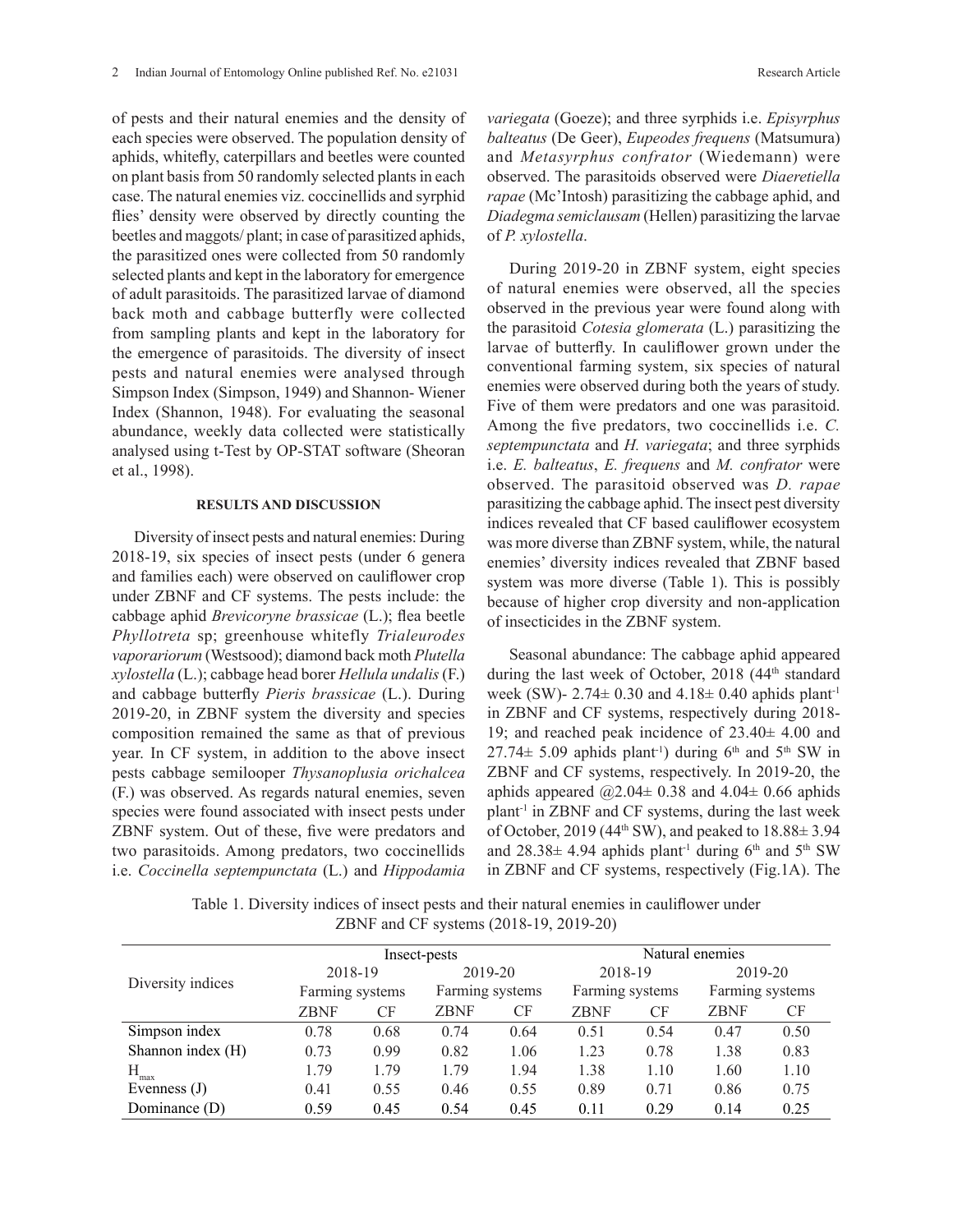of pests and their natural enemies and the density of each species were observed. The population density of aphids, whitefly, caterpillars and beetles were counted on plant basis from 50 randomly selected plants in each case. The natural enemies viz. coccinellids and syrphid flies' density were observed by directly counting the beetles and maggots/ plant; in case of parasitized aphids, the parasitized ones were collected from 50 randomly selected plants and kept in the laboratory for emergence of adult parasitoids. The parasitized larvae of diamond back moth and cabbage butterfly were collected from sampling plants and kept in the laboratory for the emergence of parasitoids. The diversity of insect pests and natural enemies were analysed through Simpson Index (Simpson, 1949) and Shannon- Wiener Index (Shannon, 1948). For evaluating the seasonal abundance, weekly data collected were statistically analysed using t-Test by OP-STAT software (Sheoran et al., 1998).

## RESULTS AND DISCUSSION

Diversity of insect pests and natural enemies: During 2018-19, six species of insect pests (under 6 genera and families each) were observed on cauliflower crop under ZBNF and CF systems. The pests include: the cabbage aphid *Brevicoryne brassicae* (L.); flea beetle *Phyllotreta* sp; greenhouse whitefly *Trialeurodes vaporariorum* (Westsood); diamond back moth *Plutella xylostella* (L.); cabbage head borer *Hellula undalis* (F.) and cabbage butterfly *Pieris brassicae* (L.). During 2019-20, in ZBNF system the diversity and species composition remained the same as that of previous year. In CF system, in addition to the above insect pests cabbage semilooper *Thysanoplusia orichalcea* (F.) was observed. As regards natural enemies, seven species were found associated with insect pests under ZBNF system. Out of these, five were predators and two parasitoids. Among predators, two coccinellids i.e. *Coccinella septempunctata* (L.) and *Hippodamia variegata* (Goeze); and three syrphids i.e. *Episyrphus balteatus* (De Geer), *Eupeodes frequens* (Matsumura) and *Metasyrphus confrator* (Wiedemann) were observed. The parasitoids observed were *Diaeretiella rapae* (Mc'Intosh) parasitizing the cabbage aphid, and *Diadegma semiclausam* (Hellen) parasitizing the larvae of *P. xylostella*.

During 2019-20 in ZBNF system, eight species of natural enemies were observed, all the species observed in the previous year were found along with the parasitoid *Cotesia glomerata* (L.) parasitizing the larvae of butterfly. In cauliflower grown under the conventional farming system, six species of natural enemies were observed during both the years of study. Five of them were predators and one was parasitoid. Among the five predators, two coccinellids i.e. *C. septempunctata* and *H. variegata*; and three syrphids i.e. *E. balteatus*, *E. frequens* and *M. confrator* were observed. The parasitoid observed was *D. rapae* parasitizing the cabbage aphid. The insect pest diversity indices revealed that CF based cauliflower ecosystem was more diverse than ZBNF system, while, the natural enemies' diversity indices revealed that ZBNF based system was more diverse (Table 1). This is possibly because of higher crop diversity and non-application of insecticides in the ZBNF system.

Seasonal abundance: The cabbage aphid appeared during the last week of October, 2018 (44th standard week (SW)- 2.74± 0.30 and 4.18± 0.40 aphids plant$^{-1}$ in ZBNF and CF systems, respectively during 2018-19; and reached peak incidence of 23.40± 4.00 and 27.74± 5.09 aphids plant$^{-1}$) during 6th and 5th SW in ZBNF and CF systems, respectively. In 2019-20, the aphids appeared @2.04± 0.38 and 4.04± 0.66 aphids plant$^{-1}$ in ZBNF and CF systems, during the last week of October, 2019 (44th SW), and peaked to 18.88± 3.94 and 28.38± 4.94 aphids plant$^{-1}$ during 6th and 5th SW in ZBNF and CF systems, respectively (Fig.1A). The

Table 1. Diversity indices of insect pests and their natural enemies in cauliflower under ZBNF and CF systems (2018-19, 2019-20)

| Diversity indices | Insect-pests | | | | Natural enemies | | | |
|---|---|---|---|---|---|---|---|---|
| | 2018-19 | | 2019-20 | | 2018-19 | | 2019-20 | |
| | Farming systems | | Farming systems | | Farming systems | | Farming systems | |
| | ZBNF | CF | ZBNF | CF | ZBNF | CF | ZBNF | CF |
| Simpson index | 0.78 | 0.68 | 0.74 | 0.64 | 0.51 | 0.54 | 0.47 | 0.50 |
| Shannon index (H) | 0.73 | 0.99 | 0.82 | 1.06 | 1.23 | 0.78 | 1.38 | 0.83 |
| $H_{max}$ | 1.79 | 1.79 | 1.79 | 1.94 | 1.38 | 1.10 | 1.60 | 1.10 |
| Evenness (J) | 0.41 | 0.55 | 0.46 | 0.55 | 0.89 | 0.71 | 0.86 | 0.75 |
| Dominance (D) | 0.59 | 0.45 | 0.54 | 0.45 | 0.11 | 0.29 | 0.14 | 0.25 |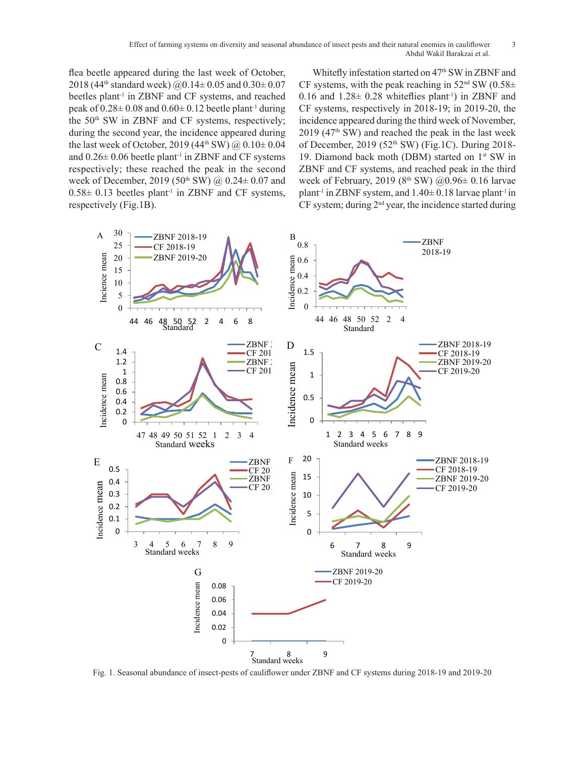flea beetle appeared during the last week of October, 2018 (44th standard week) @0.14± 0.05 and 0.30± 0.07 beetles plant$^{-1}$ in ZBNF and CF systems, and reached peak of 0.28± 0.08 and 0.60± 0.12 beetle plant$^{-1}$ during the 50th SW in ZBNF and CF systems, respectively; during the second year, the incidence appeared during the last week of October, 2019 (44th SW) @ 0.10± 0.04 and 0.26± 0.06 beetle plant$^{-1}$ in ZBNF and CF systems respectively; these reached the peak in the second week of December, 2019 (50th SW) @ 0.24± 0.07 and 0.58± 0.13 beetles plant$^{-1}$ in ZBNF and CF systems, respectively (Fig.1B).

Whitefly infestation started on 47th SW in ZBNF and CF systems, with the peak reaching in 52nd SW (0.58± 0.16 and 1.28± 0.28 whiteflies plant$^{-1}$) in ZBNF and CF systems, respectively in 2018-19; in 2019-20, the incidence appeared during the third week of November, 2019 (47th SW) and reached the peak in the last week of December, 2019 (52th SW) (Fig.1C). During 2018-19. Diamond back moth (DBM) started on 1st SW in ZBNF and CF systems, and reached peak in the third week of February, 2019 (8th SW) @0.96± 0.16 larvae plant$^{-1}$ in ZBNF system, and 1.40± 0.18 larvae plant$^{-1}$ in CF system; during 2nd year, the incidence started during

Fig. 1. Seasonal abundance of insect-pests of cauliflower under ZBNF and CF systems during 2018-19 and 2019-20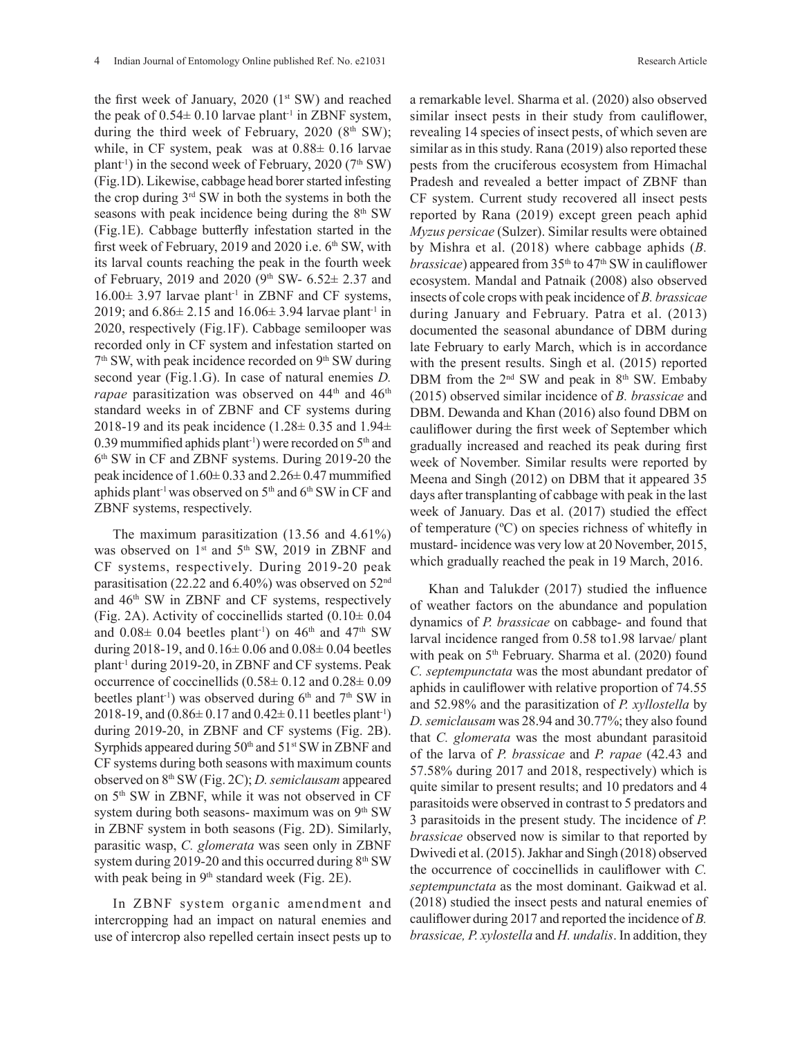the first week of January, 2020 (1st SW) and reached the peak of 0.54± 0.10 larvae plant$^{-1}$ in ZBNF system, during the third week of February, 2020 (8th SW); while, in CF system, peak was at 0.88± 0.16 larvae plant$^{-1}$) in the second week of February, 2020 (7th SW) (Fig.1D). Likewise, cabbage head borer started infesting the crop during 3rd SW in both the systems in both the seasons with peak incidence being during the 8th SW (Fig.1E). Cabbage butterfly infestation started in the first week of February, 2019 and 2020 i.e. 6th SW, with its larval counts reaching the peak in the fourth week of February, 2019 and 2020 (9th SW- 6.52± 2.37 and 16.00± 3.97 larvae plant$^{-1}$ in ZBNF and CF systems, 2019; and 6.86± 2.15 and 16.06± 3.94 larvae plant$^{-1}$ in 2020, respectively (Fig.1F). Cabbage semilooper was recorded only in CF system and infestation started on 7th SW, with peak incidence recorded on 9th SW during second year (Fig.1.G). In case of natural enemies *D. rapae* parasitization was observed on 44th and 46th standard weeks in of ZBNF and CF systems during 2018-19 and its peak incidence (1.28± 0.35 and 1.94± 0.39 mummified aphids plant$^{-1}$) were recorded on 5th and 6th SW in CF and ZBNF systems. During 2019-20 the peak incidence of 1.60± 0.33 and 2.26± 0.47 mummified aphids plant$^{-1}$ was observed on 5th and 6th SW in CF and ZBNF systems, respectively.

The maximum parasitization (13.56 and 4.61%) was observed on 1st and 5th SW, 2019 in ZBNF and CF systems, respectively. During 2019-20 peak parasitisation (22.22 and 6.40%) was observed on 52nd and 46th SW in ZBNF and CF systems, respectively (Fig. 2A). Activity of coccinellids started (0.10± 0.04 and 0.08± 0.04 beetles plant$^{-1}$) on 46th and 47th SW during 2018-19, and 0.16± 0.06 and 0.08± 0.04 beetles plant$^{-1}$ during 2019-20, in ZBNF and CF systems. Peak occurrence of coccinellids (0.58± 0.12 and 0.28± 0.09 beetles plant$^{-1}$) was observed during 6th and 7th SW in 2018-19, and (0.86± 0.17 and 0.42± 0.11 beetles plant$^{-1}$) during 2019-20, in ZBNF and CF systems (Fig. 2B). Syrphids appeared during 50th and 51st SW in ZBNF and CF systems during both seasons with maximum counts observed on 8th SW (Fig. 2C); *D. semiclausam* appeared on 5th SW in ZBNF, while it was not observed in CF system during both seasons- maximum was on 9th SW in ZBNF system in both seasons (Fig. 2D). Similarly, parasitic wasp, *C. glomerata* was seen only in ZBNF system during 2019-20 and this occurred during 8th SW with peak being in 9th standard week (Fig. 2E).

In ZBNF system organic amendment and intercropping had an impact on natural enemies and use of intercrop also repelled certain insect pests up to a remarkable level. Sharma et al. (2020) also observed similar insect pests in their study from cauliflower, revealing 14 species of insect pests, of which seven are similar as in this study. Rana (2019) also reported these pests from the cruciferous ecosystem from Himachal Pradesh and revealed a better impact of ZBNF than CF system. Current study recovered all insect pests reported by Rana (2019) except green peach aphid *Myzus persicae* (Sulzer). Similar results were obtained by Mishra et al. (2018) where cabbage aphids (*B. brassicae*) appeared from 35th to 47th SW in cauliflower ecosystem. Mandal and Patnaik (2008) also observed insects of cole crops with peak incidence of *B. brassicae* during January and February. Patra et al. (2013) documented the seasonal abundance of DBM during late February to early March, which is in accordance with the present results. Singh et al. (2015) reported DBM from the 2nd SW and peak in 8th SW. Embaby (2015) observed similar incidence of *B. brassicae* and DBM. Dewanda and Khan (2016) also found DBM on cauliflower during the first week of September which gradually increased and reached its peak during first week of November. Similar results were reported by Meena and Singh (2012) on DBM that it appeared 35 days after transplanting of cabbage with peak in the last week of January. Das et al. (2017) studied the effect of temperature (ºC) on species richness of whitefly in mustard- incidence was very low at 20 November, 2015, which gradually reached the peak in 19 March, 2016.

Khan and Talukder (2017) studied the influence of weather factors on the abundance and population dynamics of *P. brassicae* on cabbage- and found that larval incidence ranged from 0.58 to1.98 larvae/ plant with peak on 5th February. Sharma et al. (2020) found *C. septempunctata* was the most abundant predator of aphids in cauliflower with relative proportion of 74.55 and 52.98% and the parasitization of *P. xyllostella* by *D. semiclausam* was 28.94 and 30.77%; they also found that *C. glomerata* was the most abundant parasitoid of the larva of *P. brassicae* and *P. rapae* (42.43 and 57.58% during 2017 and 2018, respectively) which is quite similar to present results; and 10 predators and 4 parasitoids were observed in contrast to 5 predators and 3 parasitoids in the present study. The incidence of *P. brassicae* observed now is similar to that reported by Dwivedi et al. (2015). Jakhar and Singh (2018) observed the occurrence of coccinellids in cauliflower with *C. septempunctata* as the most dominant. Gaikwad et al. (2018) studied the insect pests and natural enemies of cauliflower during 2017 and reported the incidence of *B. brassicae, P. xylostella* and *H. undalis*. In addition, they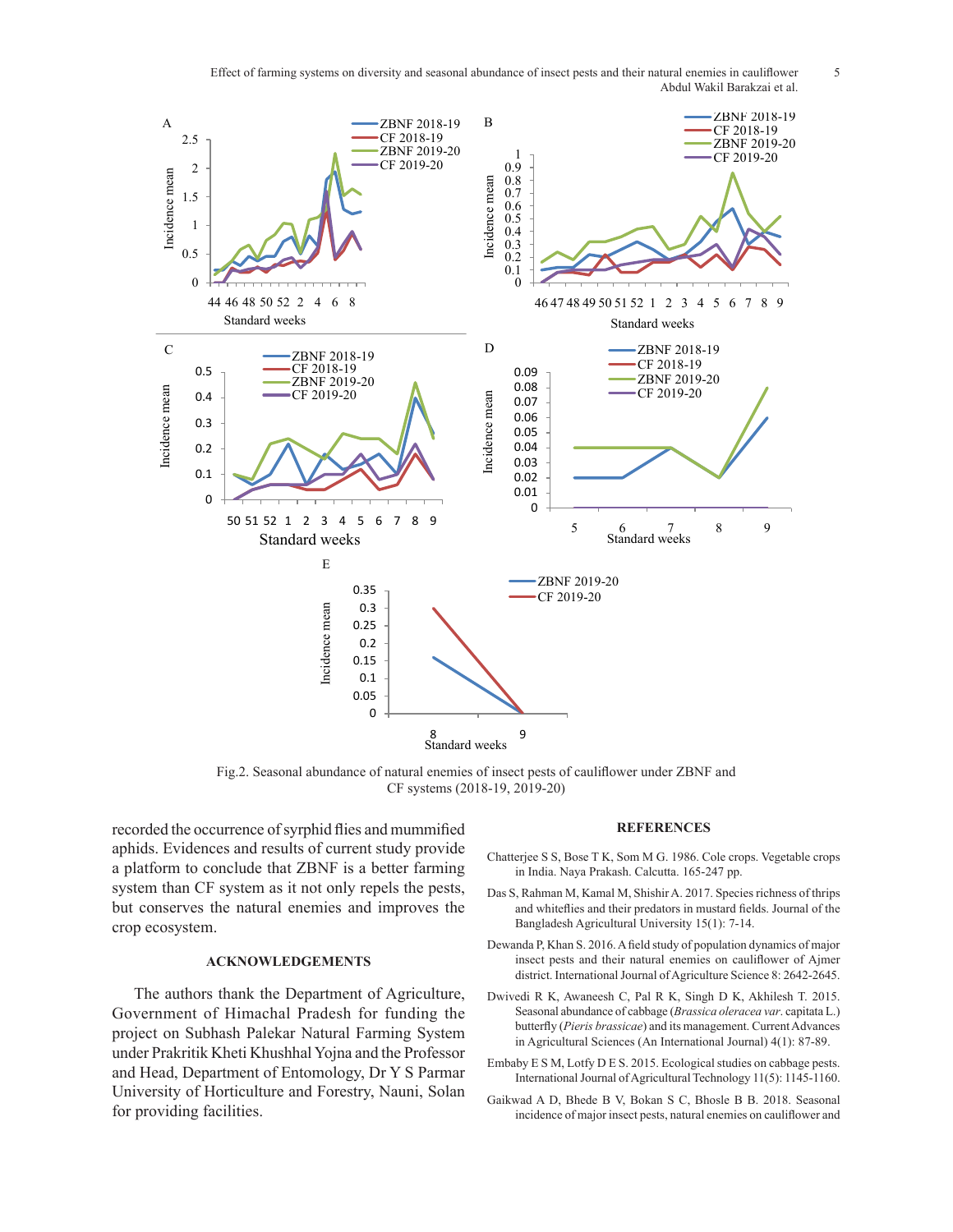Fig.2. Seasonal abundance of natural enemies of insect pests of cauliflower under ZBNF and CF systems (2018-19, 2019-20)

recorded the occurrence of syrphid flies and mummified aphids. Evidences and results of current study provide a platform to conclude that ZBNF is a better farming system than CF system as it not only repels the pests, but conserves the natural enemies and improves the crop ecosystem.

## ACKNOWLEDGEMENTS

The authors thank the Department of Agriculture, Government of Himachal Pradesh for funding the project on Subhash Palekar Natural Farming System under Prakritik Kheti Khushhal Yojna and the Professor and Head, Department of Entomology, Dr Y S Parmar University of Horticulture and Forestry, Nauni, Solan for providing facilities.

## REFERENCES

Chatterjee S S, Bose T K, Som M G. 1986. Cole crops. Vegetable crops in India. Naya Prakash. Calcutta. 165-247 pp.

Das S, Rahman M, Kamal M, Shishir A. 2017. Species richness of thrips and whiteflies and their predators in mustard fields. Journal of the Bangladesh Agricultural University 15(1): 7-14.

Dewanda P, Khan S. 2016. A field study of population dynamics of major insect pests and their natural enemies on cauliflower of Ajmer district. International Journal of Agriculture Science 8: 2642-2645.

Dwivedi R K, Awaneesh C, Pal R K, Singh D K, Akhilesh T. 2015. Seasonal abundance of cabbage (*Brassica oleracea var*. capitata L.) butterfly (*Pieris brassicae*) and its management. Current Advances in Agricultural Sciences (An International Journal) 4(1): 87-89.

Embaby E S M, Lotfy D E S. 2015. Ecological studies on cabbage pests. International Journal of Agricultural Technology 11(5): 1145-1160.

Gaikwad A D, Bhede B V, Bokan S C, Bhosle B B. 2018. Seasonal incidence of major insect pests, natural enemies on cauliflower and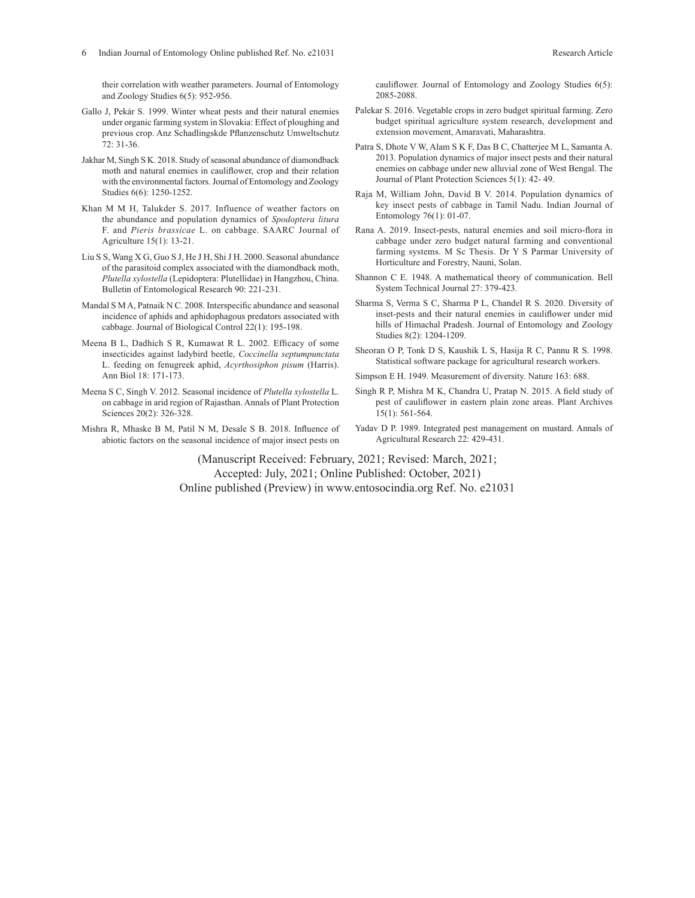their correlation with weather parameters. Journal of Entomology and Zoology Studies 6(5): 952-956.

Gallo J, Pekár S. 1999. Winter wheat pests and their natural enemies under organic farming system in Slovakia: Effect of ploughing and previous crop. Anz Schadlingskde Pflanzenschutz Umweltschutz 72: 31-36.

Jakhar M, Singh S K. 2018. Study of seasonal abundance of diamondback moth and natural enemies in cauliflower, crop and their relation with the environmental factors. Journal of Entomology and Zoology Studies 6(6): 1250-1252.

Khan M M H, Talukder S. 2017. Influence of weather factors on the abundance and population dynamics of *Spodoptera litura* F. and *Pieris brassicae* L. on cabbage. SAARC Journal of Agriculture 15(1): 13-21.

Liu S S, Wang X G, Guo S J, He J H, Shi J H. 2000. Seasonal abundance of the parasitoid complex associated with the diamondback moth, *Plutella xylostella* (Lepidoptera: Plutellidae) in Hangzhou, China. Bulletin of Entomological Research 90: 221-231.

Mandal S M A, Patnaik N C. 2008. Interspecific abundance and seasonal incidence of aphids and aphidophagous predators associated with cabbage. Journal of Biological Control 22(1): 195-198.

Meena B L, Dadhich S R, Kumawat R L. 2002. Efficacy of some insecticides against ladybird beetle, *Coccinella septumpunctata* L. feeding on fenugreek aphid, *Acyrthosiphon pisum* (Harris). Ann Biol 18: 171-173.

Meena S C, Singh V. 2012. Seasonal incidence of *Plutella xylostella* L. on cabbage in arid region of Rajasthan. Annals of Plant Protection Sciences 20(2): 326-328.

Mishra R, Mhaske B M, Patil N M, Desale S B. 2018. Influence of abiotic factors on the seasonal incidence of major insect pests on cauliflower. Journal of Entomology and Zoology Studies 6(5): 2085-2088.

Palekar S. 2016. Vegetable crops in zero budget spiritual farming. Zero budget spiritual agriculture system research, development and extension movement, Amaravati, Maharashtra.

Patra S, Dhote V W, Alam S K F, Das B C, Chatterjee M L, Samanta A. 2013. Population dynamics of major insect pests and their natural enemies on cabbage under new alluvial zone of West Bengal. The Journal of Plant Protection Sciences 5(1): 42- 49.

Raja M, William John, David B V. 2014. Population dynamics of key insect pests of cabbage in Tamil Nadu. Indian Journal of Entomology 76(1): 01-07.

Rana A. 2019. Insect-pests, natural enemies and soil micro-flora in cabbage under zero budget natural farming and conventional farming systems. M Sc Thesis. Dr Y S Parmar University of Horticulture and Forestry, Nauni, Solan.

Shannon C E. 1948. A mathematical theory of communication. Bell System Technical Journal 27: 379-423.

Sharma S, Verma S C, Sharma P L, Chandel R S. 2020. Diversity of inset-pests and their natural enemies in cauliflower under mid hills of Himachal Pradesh. Journal of Entomology and Zoology Studies 8(2): 1204-1209.

Sheoran O P, Tonk D S, Kaushik L S, Hasija R C, Pannu R S. 1998. Statistical software package for agricultural research workers.

Simpson E H. 1949. Measurement of diversity. Nature 163: 688.

Singh R P, Mishra M K, Chandra U, Pratap N. 2015. A field study of pest of cauliflower in eastern plain zone areas. Plant Archives 15(1): 561-564.

Yadav D P. 1989. Integrated pest management on mustard. Annals of Agricultural Research 22: 429-431.

(Manuscript Received: February, 2021; Revised: March, 2021; Accepted: July, 2021; Online Published: October, 2021)
Online published (Preview) in www.entosocindia.org Ref. No. e21031